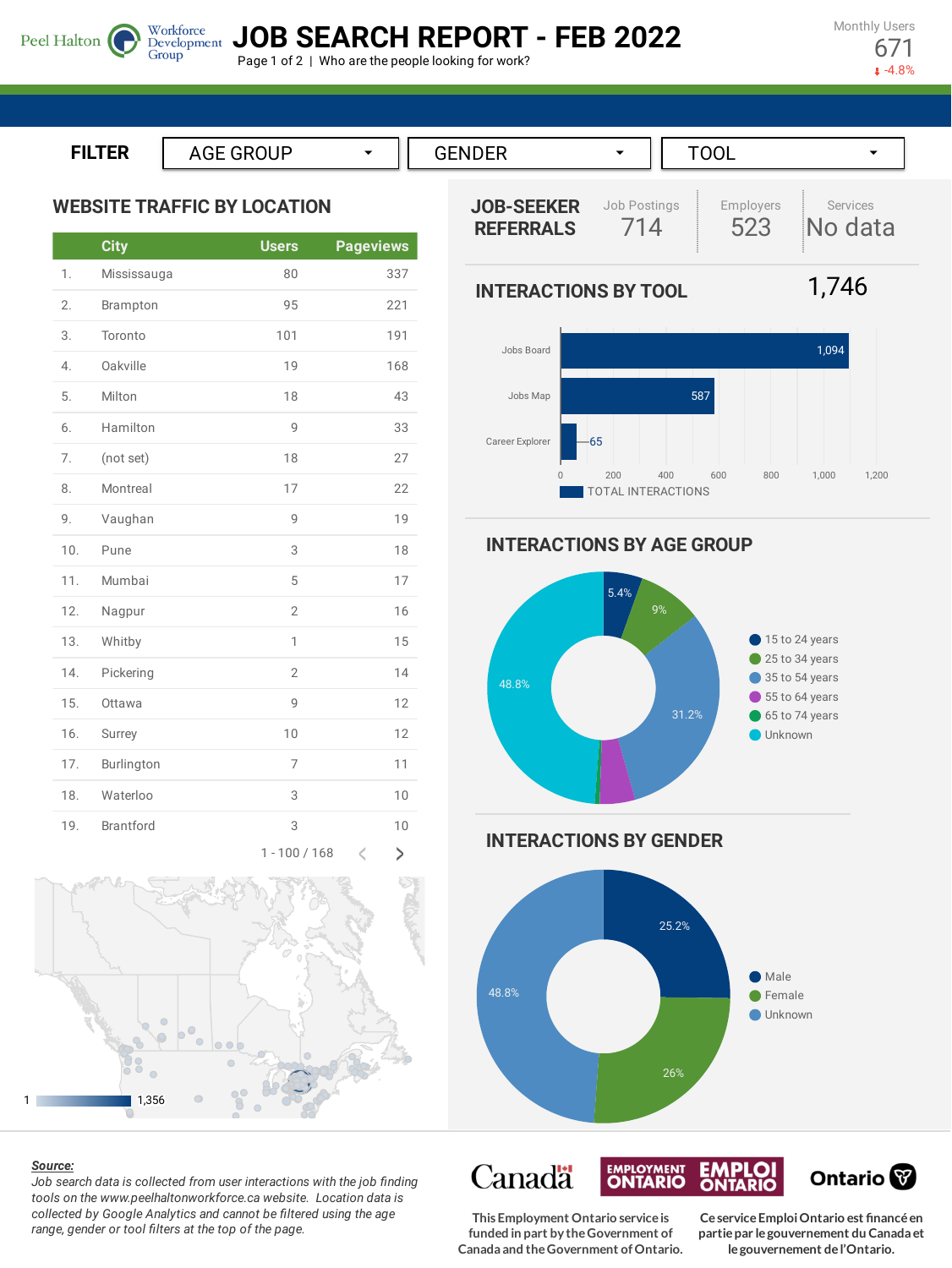Peel Halton Workforce Development Group

# JOB SEARCH REPORT - FEB 2022

Who are the people looking for work?

Monthly Users
671
-4.8%

**FILTER** AGE GROUP | GENDER | TOOL

## WEBSITE TRAFFIC BY LOCATION

| | City | Users | Pageviews |
|---|---|---|---|
| 1. | Mississauga | 80 | 337 |
| 2. | Brampton | 95 | 221 |
| 3. | Toronto | 101 | 191 |
| 4. | Oakville | 19 | 168 |
| 5. | Milton | 18 | 43 |
| 6. | Hamilton | 9 | 33 |
| 7. | (not set) | 18 | 27 |
| 8. | Montreal | 17 | 22 |
| 9. | Vaughan | 9 | 19 |
| 10. | Pune | 3 | 18 |
| 11. | Mumbai | 5 | 17 |
| 12. | Nagpur | 2 | 16 |
| 13. | Whitby | 1 | 15 |
| 14. | Pickering | 2 | 14 |
| 15. | Ottawa | 9 | 12 |
| 16. | Surrey | 10 | 12 |
| 17. | Burlington | 7 | 11 |
| 18. | Waterloo | 3 | 10 |
| 19. | Brantford | 3 | 10 |

1 - 100 / 168

1
1,356

## JOB-SEEKER REFERRALS

Job Postings: 714
Employers: 523
Services: No data

## INTERACTIONS BY TOOL

1,746

Jobs Board 1,094
Jobs Map 587
Career Explorer 65
0 200 400 600 800 1,000 1,200
TOTAL INTERACTIONS

## INTERACTIONS BY AGE GROUP

5.4%
9%
31.2%
48.8%

15 to 24 years
25 to 34 years
35 to 54 years
55 to 64 years
65 to 74 years
Unknown

## INTERACTIONS BY GENDER

25.2%
26%
48.8%

Male
Female
Unknown

*Source:*
*Job search data is collected from user interactions with the job finding tools on the www.peelhaltonworkforce.ca website. Location data is collected by Google Analytics and cannot be filtered using the age range, gender or tool filters at the top of the page.*

Canada | EMPLOYMENT ONTARIO EMPLOI ONTARIO | Ontario

This Employment Ontario service is funded in part by the Government of Canada and the Government of Ontario.

Ce service Emploi Ontario est financé en partie par le gouvernement du Canada et le gouvernement de l'Ontario.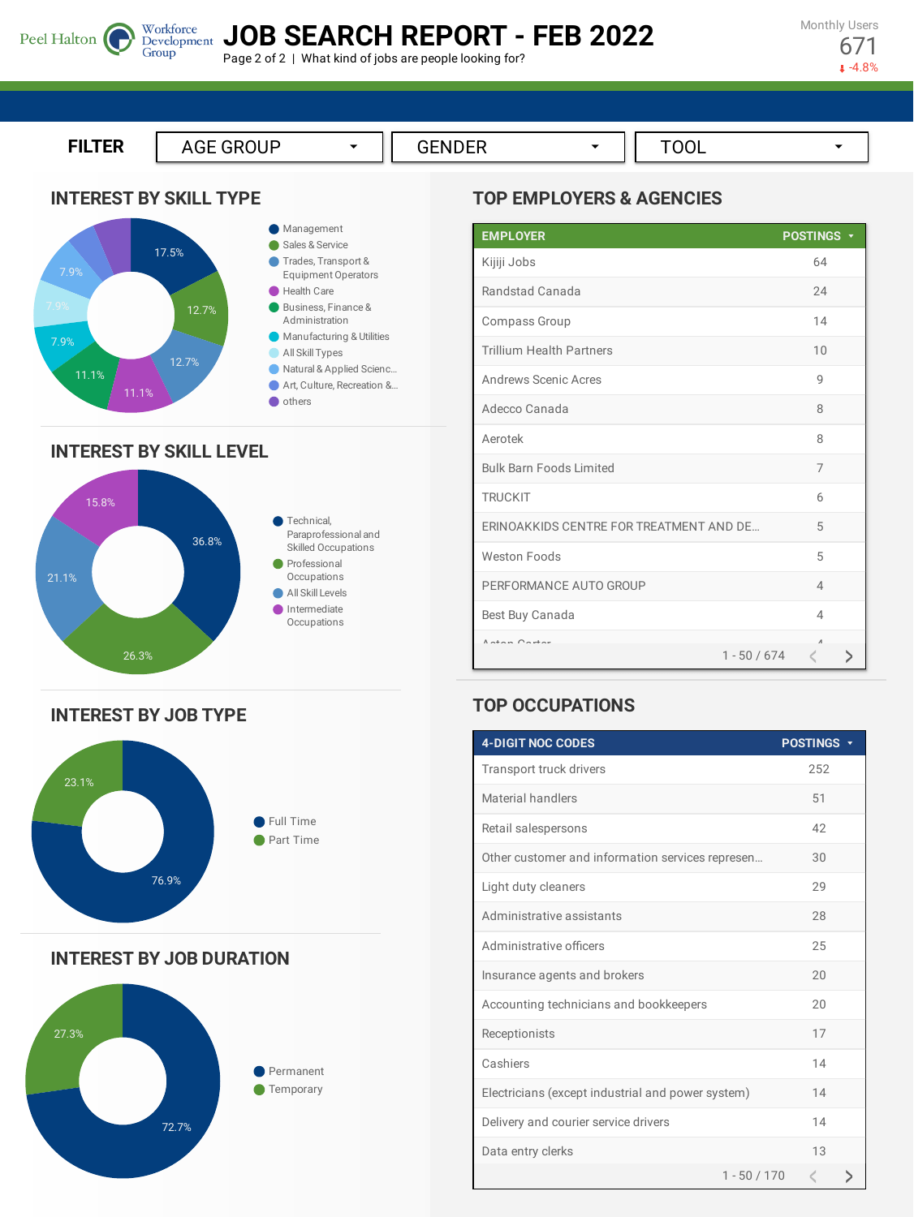Peel Halton Workforce Development Group

# JOB SEARCH REPORT - FEB 2022

Page 2 of 2 | What kind of jobs are people looking for?

Monthly Users
671
-4.8%

FILTER: AGE GROUP | GENDER | TOOL

## INTEREST BY SKILL TYPE

17.5%
12.7%
12.7%
11.1%
11.1%
7.9%
7.9%
7.9%

- Management
- Sales & Service
- Trades, Transport & Equipment Operators
- Health Care
- Business, Finance & Administration
- Manufacturing & Utilities
- All Skill Types
- Natural & Applied Scienc...
- Art, Culture, Recreation &...
- others

## INTEREST BY SKILL LEVEL

36.8%
26.3%
21.1%
15.8%

- Technical, Paraprofessional and Skilled Occupations
- Professional Occupations
- All Skill Levels
- Intermediate Occupations

## INTEREST BY JOB TYPE

76.9%
23.1%

- Full Time
- Part Time

## INTEREST BY JOB DURATION

72.7%
27.3%

- Permanent
- Temporary

## TOP EMPLOYERS & AGENCIES

| EMPLOYER | POSTINGS |
|---|---|
| Kijiji Jobs | 64 |
| Randstad Canada | 24 |
| Compass Group | 14 |
| Trillium Health Partners | 10 |
| Andrews Scenic Acres | 9 |
| Adecco Canada | 8 |
| Aerotek | 8 |
| Bulk Barn Foods Limited | 7 |
| TRUCKIT | 6 |
| ERINOAKKIDS CENTRE FOR TREATMENT AND DE... | 5 |
| Weston Foods | 5 |
| PERFORMANCE AUTO GROUP | 4 |
| Best Buy Canada | 4 |
| Acton Carter | 4 |

1 - 50 / 674

## TOP OCCUPATIONS

| 4-DIGIT NOC CODES | POSTINGS |
|---|---|
| Transport truck drivers | 252 |
| Material handlers | 51 |
| Retail salespersons | 42 |
| Other customer and information services represen... | 30 |
| Light duty cleaners | 29 |
| Administrative assistants | 28 |
| Administrative officers | 25 |
| Insurance agents and brokers | 20 |
| Accounting technicians and bookkeepers | 20 |
| Receptionists | 17 |
| Cashiers | 14 |
| Electricians (except industrial and power system) | 14 |
| Delivery and courier service drivers | 14 |
| Data entry clerks | 13 |

1 - 50 / 170